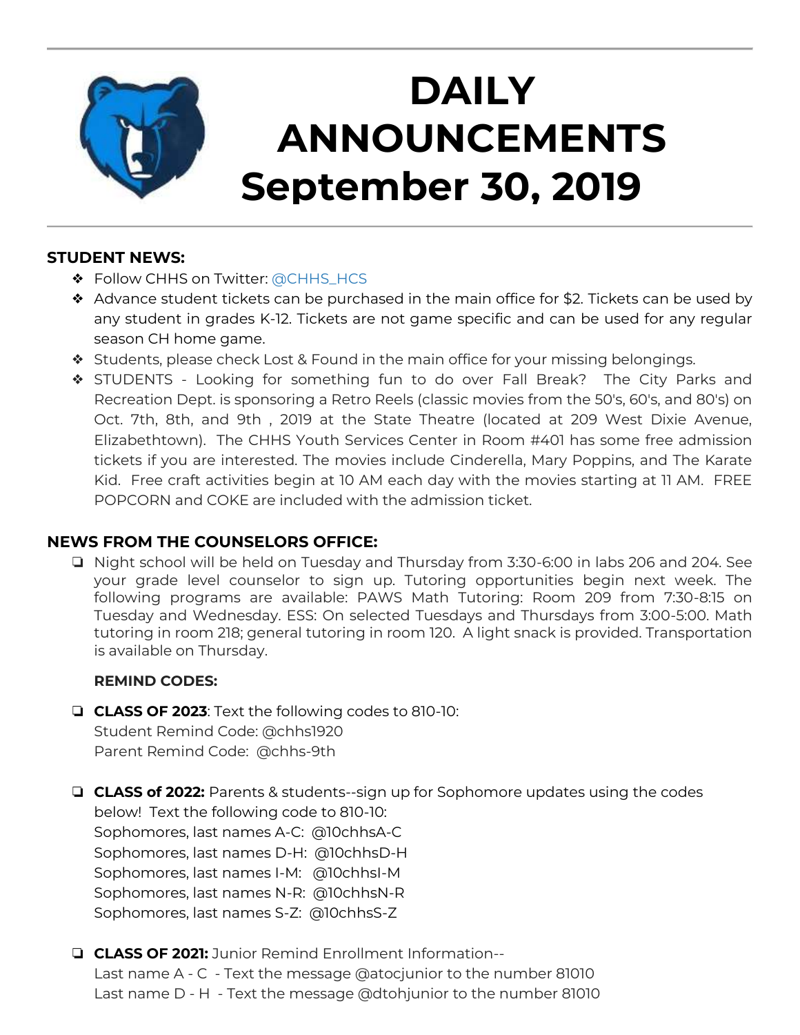# DAILY ANNOUNCEMENTS September 30, 2019

## STUDENT NEWS:

- Follow CHHS on Twitter: @CHHS_HCS
- Advance student tickets can be purchased in the main office for $2. Tickets can be used by any student in grades K-12. Tickets are not game specific and can be used for any regular season CH home game.
- Students, please check Lost & Found in the main office for your missing belongings.
- STUDENTS - Looking for something fun to do over Fall Break? The City Parks and Recreation Dept. is sponsoring a Retro Reels (classic movies from the 50's, 60's, and 80's) on Oct. 7th, 8th, and 9th , 2019 at the State Theatre (located at 209 West Dixie Avenue, Elizabethtown). The CHHS Youth Services Center in Room #401 has some free admission tickets if you are interested. The movies include Cinderella, Mary Poppins, and The Karate Kid. Free craft activities begin at 10 AM each day with the movies starting at 11 AM. FREE POPCORN and COKE are included with the admission ticket.

## NEWS FROM THE COUNSELORS OFFICE:

- Night school will be held on Tuesday and Thursday from 3:30-6:00 in labs 206 and 204. See your grade level counselor to sign up. Tutoring opportunities begin next week. The following programs are available: PAWS Math Tutoring: Room 209 from 7:30-8:15 on Tuesday and Wednesday. ESS: On selected Tuesdays and Thursdays from 3:00-5:00. Math tutoring in room 218; general tutoring in room 120. A light snack is provided. Transportation is available on Thursday.

  **REMIND CODES:**

- **CLASS OF 2023**: Text the following codes to 810-10:
  Student Remind Code: @chhs1920
  Parent Remind Code: @chhs-9th

- **CLASS of 2022:** Parents & students--sign up for Sophomore updates using the codes below! Text the following code to 810-10:
  Sophomores, last names A-C: @10chhsA-C
  Sophomores, last names D-H: @10chhsD-H
  Sophomores, last names I-M: @10chhsI-M
  Sophomores, last names N-R: @10chhsN-R
  Sophomores, last names S-Z: @10chhsS-Z

- **CLASS OF 2021:** Junior Remind Enrollment Information--
  Last name A - C - Text the message @atocjunior to the number 81010
  Last name D - H - Text the message @dtohjunior to the number 81010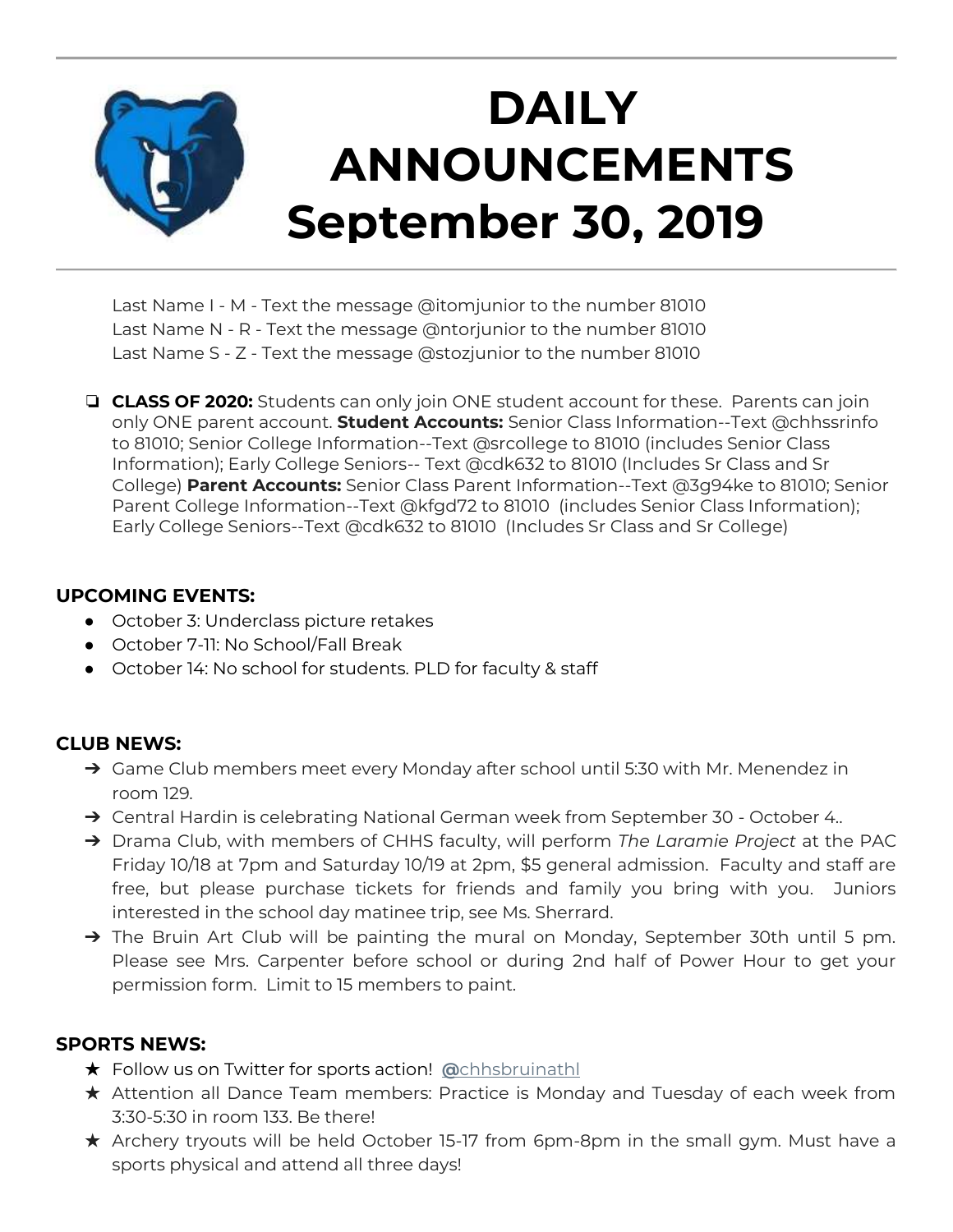// DAILY ANNOUNCEMENTS September 30, 2019

Last Name I - M - Text the message @itomjunior to the number 81010
Last Name N - R - Text the message @ntorjunior to the number 81010
Last Name S - Z - Text the message @stozjunior to the number 81010

- **CLASS OF 2020:** Students can only join ONE student account for these. Parents can join only ONE parent account. **Student Accounts:** Senior Class Information--Text @chhssrinfo to 81010; Senior College Information--Text @srcollege to 81010 (includes Senior Class Information); Early College Seniors-- Text @cdk632 to 81010 (Includes Sr Class and Sr College) **Parent Accounts:** Senior Class Parent Information--Text @3g94ke to 81010; Senior Parent College Information--Text @kfgd72 to 81010 (includes Senior Class Information); Early College Seniors--Text @cdk632 to 81010 (Includes Sr Class and Sr College)

**UPCOMING EVENTS:**

- October 3: Underclass picture retakes
- October 7-11: No School/Fall Break
- October 14: No school for students. PLD for faculty & staff

**CLUB NEWS:**

- Game Club members meet every Monday after school until 5:30 with Mr. Menendez in room 129.
- Central Hardin is celebrating National German week from September 30 - October 4..
- Drama Club, with members of CHHS faculty, will perform *The Laramie Project* at the PAC Friday 10/18 at 7pm and Saturday 10/19 at 2pm, $5 general admission. Faculty and staff are free, but please purchase tickets for friends and family you bring with you. Juniors interested in the school day matinee trip, see Ms. Sherrard.
- The Bruin Art Club will be painting the mural on Monday, September 30th until 5 pm. Please see Mrs. Carpenter before school or during 2nd half of Power Hour to get your permission form. Limit to 15 members to paint.

**SPORTS NEWS:**

- Follow us on Twitter for sports action! @chhsbruinathl
- Attention all Dance Team members: Practice is Monday and Tuesday of each week from 3:30-5:30 in room 133. Be there!
- Archery tryouts will be held October 15-17 from 6pm-8pm in the small gym. Must have a sports physical and attend all three days!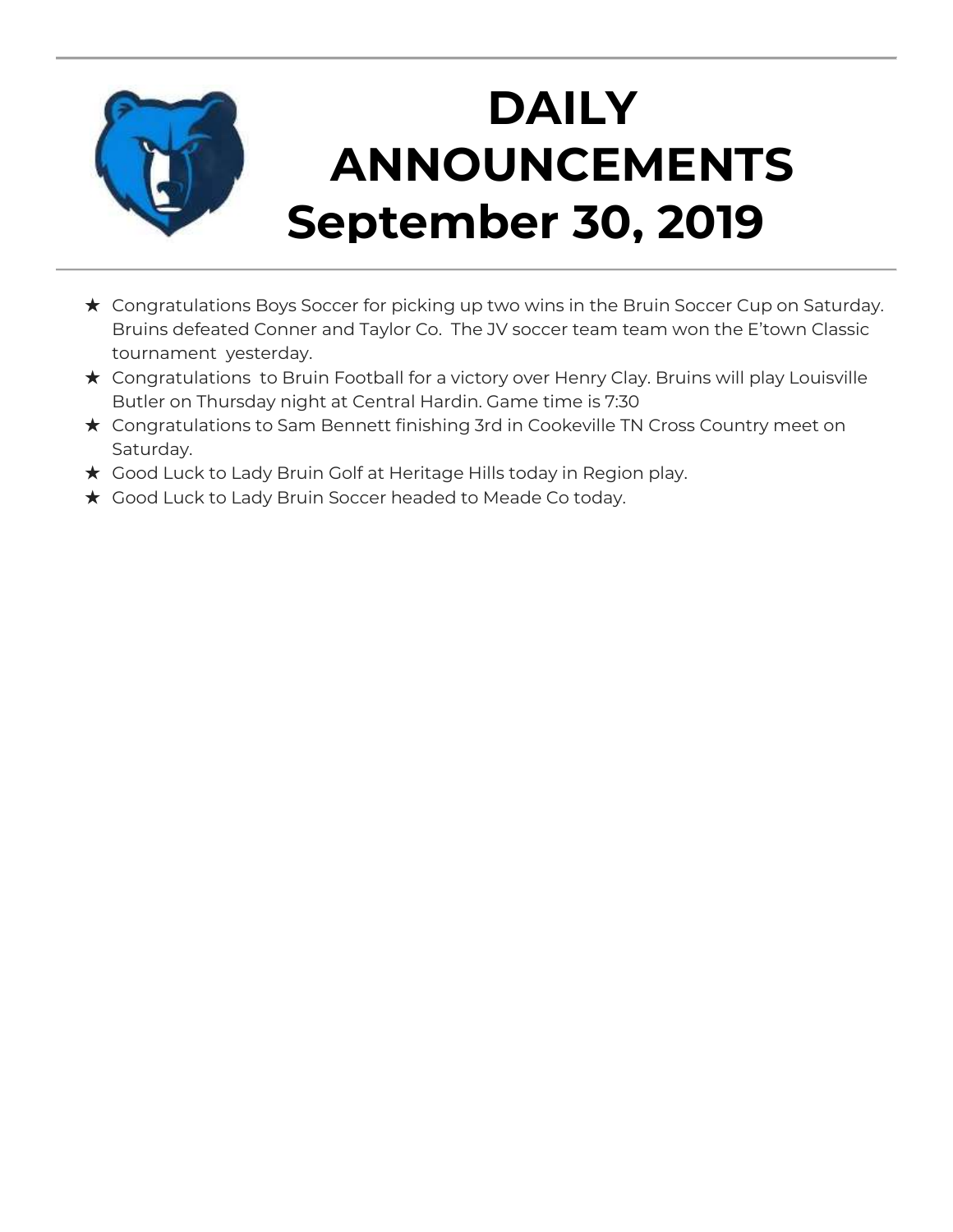# DAILY ANNOUNCEMENTS September 30, 2019

- Congratulations Boys Soccer for picking up two wins in the Bruin Soccer Cup on Saturday. Bruins defeated Conner and Taylor Co. The JV soccer team team won the E'town Classic tournament yesterday.
- Congratulations to Bruin Football for a victory over Henry Clay. Bruins will play Louisville Butler on Thursday night at Central Hardin. Game time is 7:30
- Congratulations to Sam Bennett finishing 3rd in Cookeville TN Cross Country meet on Saturday.
- Good Luck to Lady Bruin Golf at Heritage Hills today in Region play.
- Good Luck to Lady Bruin Soccer headed to Meade Co today.